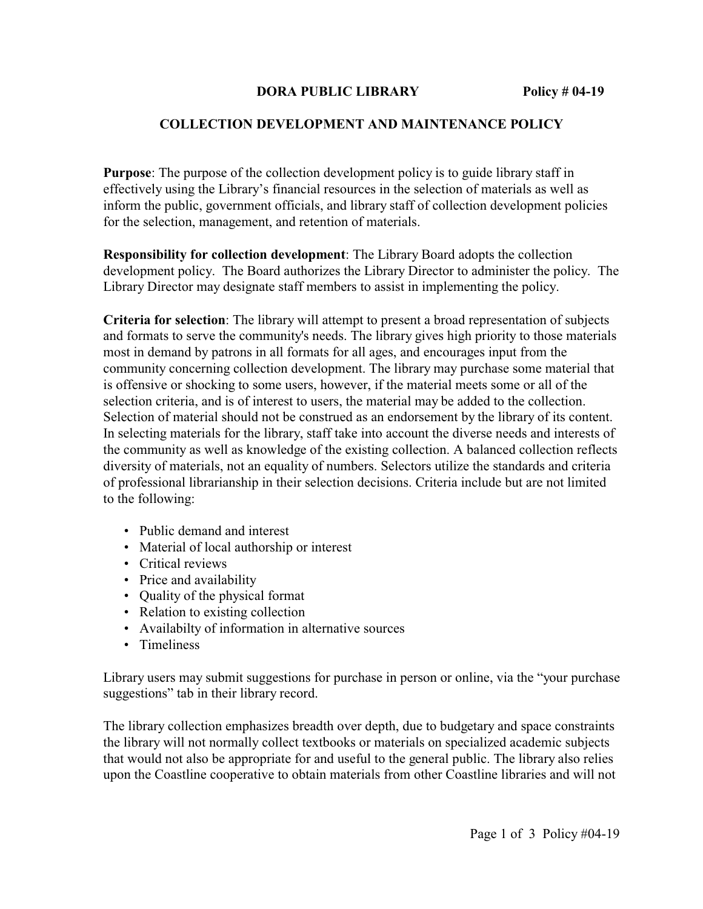**DORA PUBLIC LIBRARY** **Policy # 04-19**

## COLLECTION DEVELOPMENT AND MAINTENANCE POLICY

**Purpose**: The purpose of the collection development policy is to guide library staff in effectively using the Library's financial resources in the selection of materials as well as inform the public, government officials, and library staff of collection development policies for the selection, management, and retention of materials.

**Responsibility for collection development**: The Library Board adopts the collection development policy. The Board authorizes the Library Director to administer the policy. The Library Director may designate staff members to assist in implementing the policy.

**Criteria for selection**: The library will attempt to present a broad representation of subjects and formats to serve the community's needs. The library gives high priority to those materials most in demand by patrons in all formats for all ages, and encourages input from the community concerning collection development. The library may purchase some material that is offensive or shocking to some users, however, if the material meets some or all of the selection criteria, and is of interest to users, the material may be added to the collection. Selection of material should not be construed as an endorsement by the library of its content. In selecting materials for the library, staff take into account the diverse needs and interests of the community as well as knowledge of the existing collection. A balanced collection reflects diversity of materials, not an equality of numbers. Selectors utilize the standards and criteria of professional librarianship in their selection decisions. Criteria include but are not limited to the following:

- Public demand and interest
- Material of local authorship or interest
- Critical reviews
- Price and availability
- Quality of the physical format
- Relation to existing collection
- Availabilty of information in alternative sources
- Timeliness

Library users may submit suggestions for purchase in person or online, via the "your purchase suggestions" tab in their library record.

The library collection emphasizes breadth over depth, due to budgetary and space constraints the library will not normally collect textbooks or materials on specialized academic subjects that would not also be appropriate for and useful to the general public. The library also relies upon the Coastline cooperative to obtain materials from other Coastline libraries and will not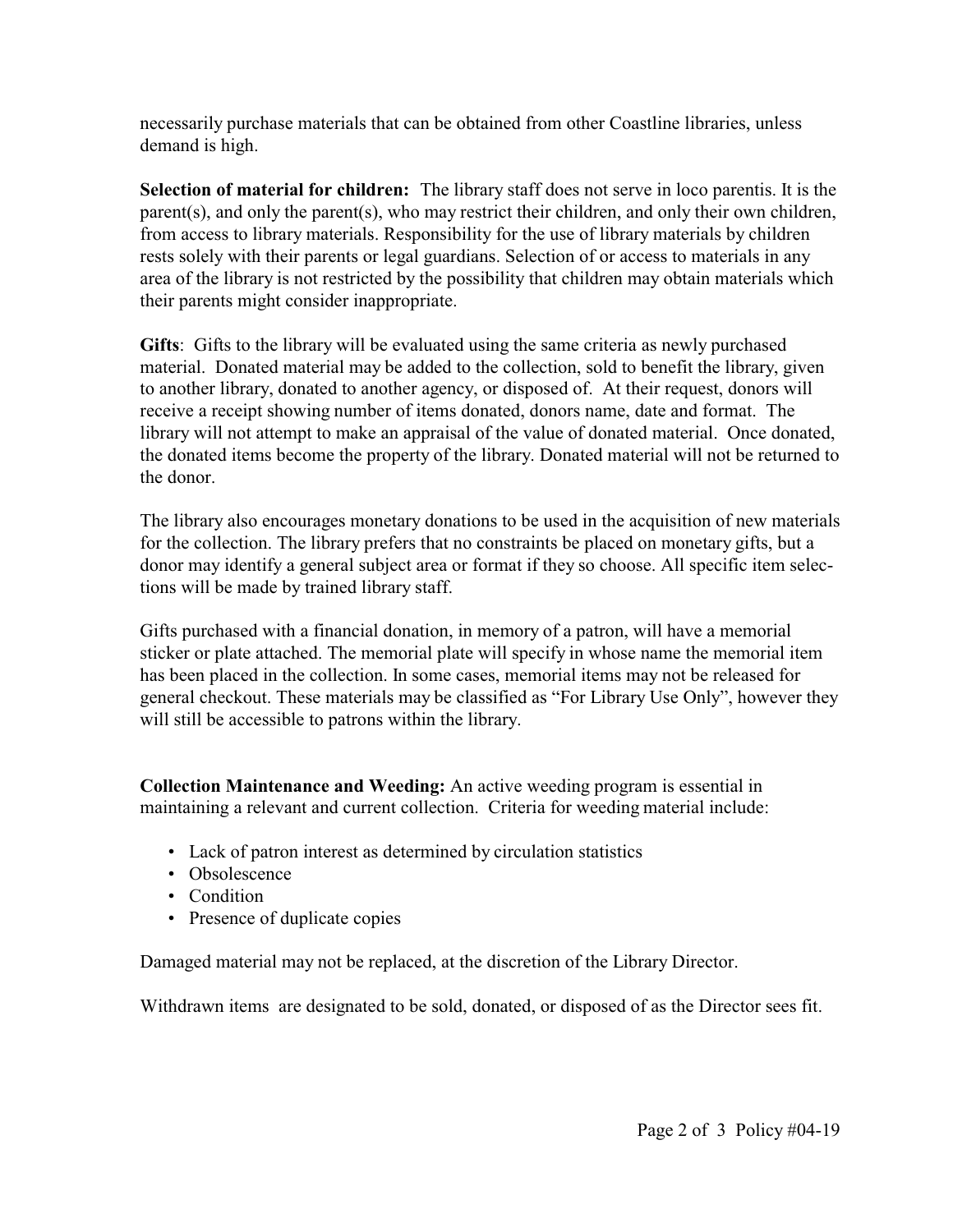necessarily purchase materials that can be obtained from other Coastline libraries, unless demand is high.

**Selection of material for children:** The library staff does not serve in loco parentis. It is the parent(s), and only the parent(s), who may restrict their children, and only their own children, from access to library materials. Responsibility for the use of library materials by children rests solely with their parents or legal guardians. Selection of or access to materials in any area of the library is not restricted by the possibility that children may obtain materials which their parents might consider inappropriate.

**Gifts**: Gifts to the library will be evaluated using the same criteria as newly purchased material. Donated material may be added to the collection, sold to benefit the library, given to another library, donated to another agency, or disposed of. At their request, donors will receive a receipt showing number of items donated, donors name, date and format. The library will not attempt to make an appraisal of the value of donated material. Once donated, the donated items become the property of the library. Donated material will not be returned to the donor.

The library also encourages monetary donations to be used in the acquisition of new materials for the collection. The library prefers that no constraints be placed on monetary gifts, but a donor may identify a general subject area or format if they so choose. All specific item selections will be made by trained library staff.

Gifts purchased with a financial donation, in memory of a patron, will have a memorial sticker or plate attached. The memorial plate will specify in whose name the memorial item has been placed in the collection. In some cases, memorial items may not be released for general checkout. These materials may be classified as "For Library Use Only", however they will still be accessible to patrons within the library.

**Collection Maintenance and Weeding:** An active weeding program is essential in maintaining a relevant and current collection. Criteria for weeding material include:

- Lack of patron interest as determined by circulation statistics
- Obsolescence
- Condition
- Presence of duplicate copies

Damaged material may not be replaced, at the discretion of the Library Director.

Withdrawn items are designated to be sold, donated, or disposed of as the Director sees fit.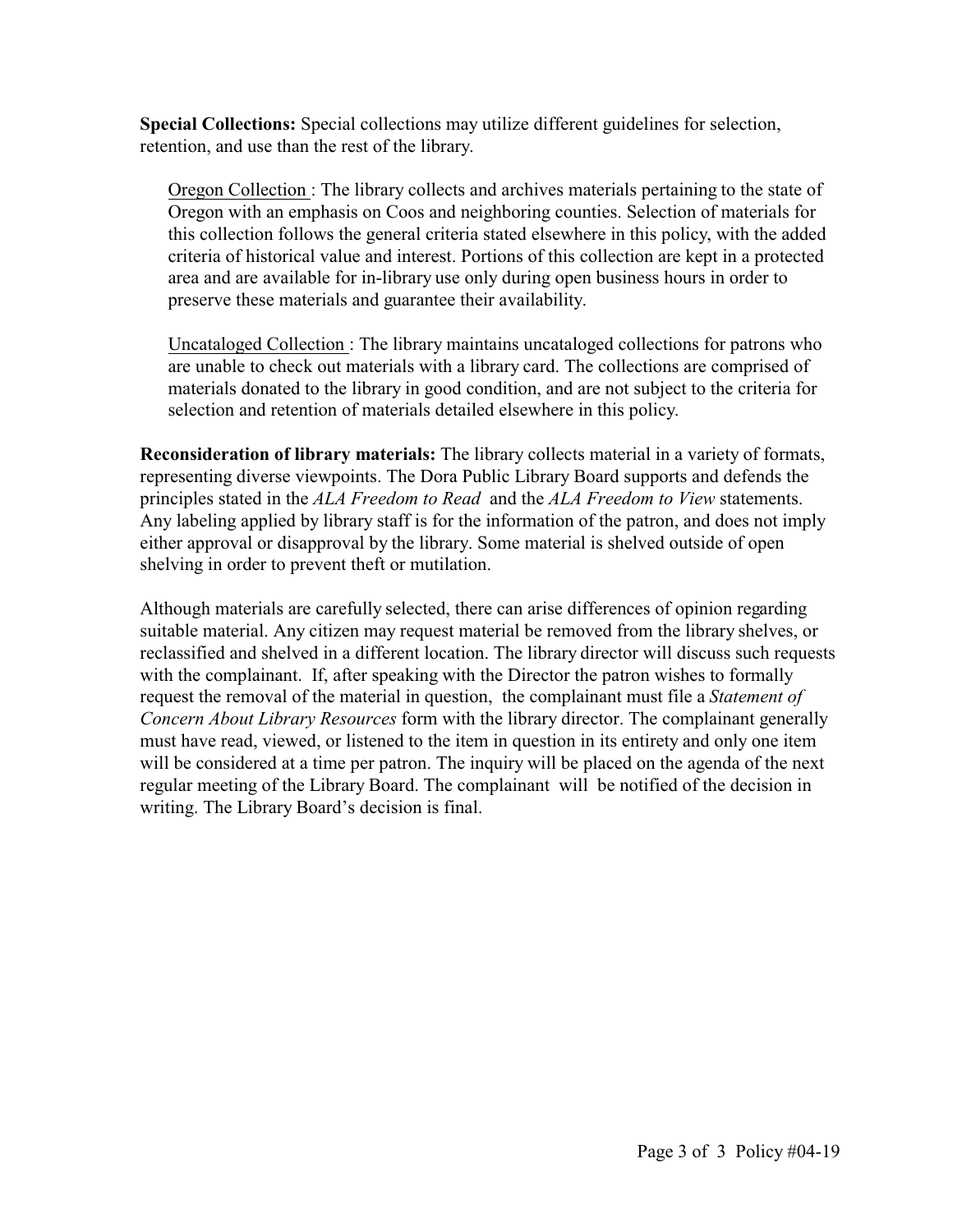**Special Collections:** Special collections may utilize different guidelines for selection, retention, and use than the rest of the library.

Oregon Collection : The library collects and archives materials pertaining to the state of Oregon with an emphasis on Coos and neighboring counties. Selection of materials for this collection follows the general criteria stated elsewhere in this policy, with the added criteria of historical value and interest. Portions of this collection are kept in a protected area and are available for in-library use only during open business hours in order to preserve these materials and guarantee their availability.

Uncataloged Collection : The library maintains uncataloged collections for patrons who are unable to check out materials with a library card. The collections are comprised of materials donated to the library in good condition, and are not subject to the criteria for selection and retention of materials detailed elsewhere in this policy.

**Reconsideration of library materials:** The library collects material in a variety of formats, representing diverse viewpoints. The Dora Public Library Board supports and defends the principles stated in the *ALA Freedom to Read* and the *ALA Freedom to View* statements. Any labeling applied by library staff is for the information of the patron, and does not imply either approval or disapproval by the library. Some material is shelved outside of open shelving in order to prevent theft or mutilation.

Although materials are carefully selected, there can arise differences of opinion regarding suitable material. Any citizen may request material be removed from the library shelves, or reclassified and shelved in a different location. The library director will discuss such requests with the complainant. If, after speaking with the Director the patron wishes to formally request the removal of the material in question, the complainant must file a *Statement of Concern About Library Resources* form with the library director. The complainant generally must have read, viewed, or listened to the item in question in its entirety and only one item will be considered at a time per patron. The inquiry will be placed on the agenda of the next regular meeting of the Library Board. The complainant will be notified of the decision in writing. The Library Board's decision is final.